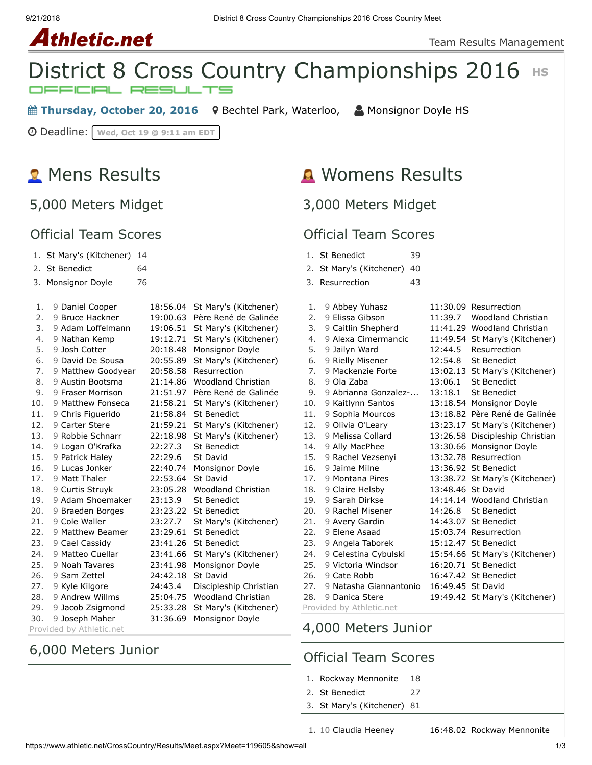# District 8 Cross Country Championships 2016 HS

OFFICIAL RESULTS

**Thursday, October 20, 2016** Bechtel Park, Waterloo, Monsignor Doyle HS

Deadline: Wed, Oct 19 @ 9:11 am EDT

## Mens Results

### 5,000 Meters Midget

#### Official Team Scores

| | Team | Score |
|---|---|---|
| 1. | St Mary's (Kitchener) | 14 |
| 2. | St Benedict | 64 |
| 3. | Monsignor Doyle | 76 |

| Place | Grade | Name | Time | School |
|---|---|---|---|---|
| 1. | 9 | Daniel Cooper | 18:56.04 | St Mary's (Kitchener) |
| 2. | 9 | Bruce Hackner | 19:00.63 | Père René de Galinée |
| 3. | 9 | Adam Loffelmann | 19:06.51 | St Mary's (Kitchener) |
| 4. | 9 | Nathan Kemp | 19:12.71 | St Mary's (Kitchener) |
| 5. | 9 | Josh Cotter | 20:18.48 | Monsignor Doyle |
| 6. | 9 | David De Sousa | 20:55.89 | St Mary's (Kitchener) |
| 7. | 9 | Matthew Goodyear | 20:58.58 | Resurrection |
| 8. | 9 | Austin Bootsma | 21:14.86 | Woodland Christian |
| 9. | 9 | Fraser Morrison | 21:51.97 | Père René de Galinée |
| 10. | 9 | Matthew Fonseca | 21:58.21 | St Mary's (Kitchener) |
| 11. | 9 | Chris Figuerido | 21:58.84 | St Benedict |
| 12. | 9 | Carter Stere | 21:59.21 | St Mary's (Kitchener) |
| 13. | 9 | Robbie Schnarr | 22:18.98 | St Mary's (Kitchener) |
| 14. | 9 | Logan O'Krafka | 22:27.3 | St Benedict |
| 15. | 9 | Patrick Haley | 22:29.6 | St David |
| 16. | 9 | Lucas Jonker | 22:40.74 | Monsignor Doyle |
| 17. | 9 | Matt Thaler | 22:53.64 | St David |
| 18. | 9 | Curtis Struyk | 23:05.28 | Woodland Christian |
| 19. | 9 | Adam Shoemaker | 23:13.9 | St Benedict |
| 20. | 9 | Braeden Borges | 23:23.22 | St Benedict |
| 21. | 9 | Cole Waller | 23:27.7 | St Mary's (Kitchener) |
| 22. | 9 | Matthew Beamer | 23:29.61 | St Benedict |
| 23. | 9 | Cael Cassidy | 23:41.26 | St Benedict |
| 24. | 9 | Matteo Cuellar | 23:41.66 | St Mary's (Kitchener) |
| 25. | 9 | Noah Tavares | 23:41.98 | Monsignor Doyle |
| 26. | 9 | Sam Zettel | 24:42.18 | St David |
| 27. | 9 | Kyle Kilgore | 24:43.4 | Discipleship Christian |
| 28. | 9 | Andrew Willms | 25:04.75 | Woodland Christian |
| 29. | 9 | Jacob Zsigmond | 25:33.28 | St Mary's (Kitchener) |
| 30. | 9 | Joseph Maher | 31:36.69 | Monsignor Doyle |

Provided by Athletic.net

### 6,000 Meters Junior

## Womens Results

### 3,000 Meters Midget

#### Official Team Scores

| | Team | Score |
|---|---|---|
| 1. | St Benedict | 39 |
| 2. | St Mary's (Kitchener) | 40 |
| 3. | Resurrection | 43 |

| Place | Grade | Name | Time | School |
|---|---|---|---|---|
| 1. | 9 | Abbey Yuhasz | 11:30.09 | Resurrection |
| 2. | 9 | Elissa Gibson | 11:39.7 | Woodland Christian |
| 3. | 9 | Caitlin Shepherd | 11:41.29 | Woodland Christian |
| 4. | 9 | Alexa Cimermancic | 11:49.54 | St Mary's (Kitchener) |
| 5. | 9 | Jailyn Ward | 12:44.5 | Resurrection |
| 6. | 9 | Rielly Misener | 12:54.8 | St Benedict |
| 7. | 9 | Mackenzie Forte | 13:02.13 | St Mary's (Kitchener) |
| 8. | 9 | Ola Zaba | 13:06.1 | St Benedict |
| 9. | 9 | Abrianna Gonzalez-... | 13:18.1 | St Benedict |
| 10. | 9 | Kaitlynn Santos | 13:18.54 | Monsignor Doyle |
| 11. | 9 | Sophia Mourcos | 13:18.82 | Père René de Galinée |
| 12. | 9 | Olivia O'Leary | 13:23.17 | St Mary's (Kitchener) |
| 13. | 9 | Melissa Collard | 13:26.58 | Discipleship Christian |
| 14. | 9 | Ally MacPhee | 13:30.66 | Monsignor Doyle |
| 15. | 9 | Rachel Vezsenyi | 13:32.78 | Resurrection |
| 16. | 9 | Jaime Milne | 13:36.92 | St Benedict |
| 17. | 9 | Montana Pires | 13:38.72 | St Mary's (Kitchener) |
| 18. | 9 | Claire Helsby | 13:48.46 | St David |
| 19. | 9 | Sarah Dirkse | 14:14.14 | Woodland Christian |
| 20. | 9 | Rachel Misener | 14:26.8 | St Benedict |
| 21. | 9 | Avery Gardin | 14:43.07 | St Benedict |
| 22. | 9 | Elene Asaad | 15:03.74 | Resurrection |
| 23. | 9 | Angela Taborek | 15:12.47 | St Benedict |
| 24. | 9 | Celestina Cybulski | 15:54.66 | St Mary's (Kitchener) |
| 25. | 9 | Victoria Windsor | 16:20.71 | St Benedict |
| 26. | 9 | Cate Robb | 16:47.42 | St Benedict |
| 27. | 9 | Natasha Giannantonio | 16:49.45 | St David |
| 28. | 9 | Danica Stere | 19:49.42 | St Mary's (Kitchener) |

Provided by Athletic.net

### 4,000 Meters Junior

#### Official Team Scores

| | Team | Score |
|---|---|---|
| 1. | Rockway Mennonite | 18 |
| 2. | St Benedict | 27 |
| 3. | St Mary's (Kitchener) | 81 |

| Place | Grade | Name | Time | School |
|---|---|---|---|---|
| 1. | 10 | Claudia Heeney | 16:48.02 | Rockway Mennonite |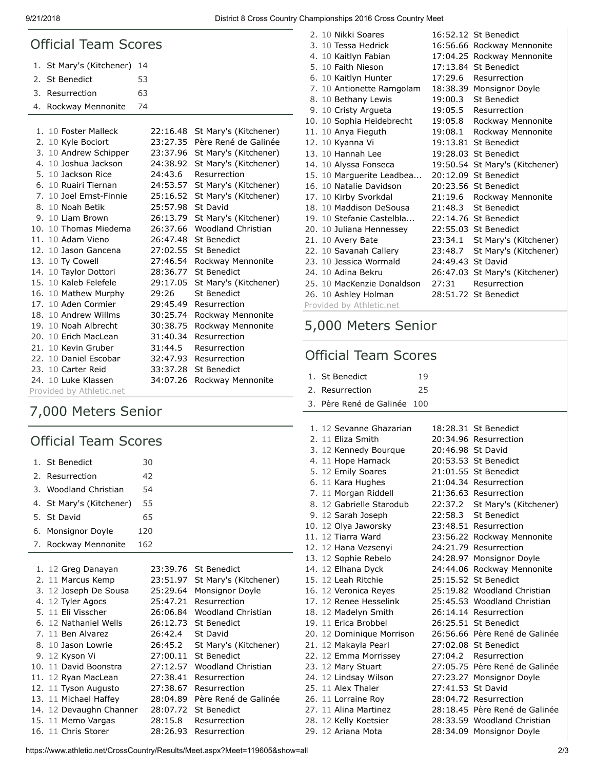## Official Team Scores

| | Team | Score |
|---|---|---|
| 1. | St Mary's (Kitchener) | 14 |
| 2. | St Benedict | 53 |
| 3. | Resurrection | 63 |
| 4. | Rockway Mennonite | 74 |

| Place | Grade | Name | Time | School |
|---|---|---|---|---|
| 1. | 10 | Foster Malleck | 22:16.48 | St Mary's (Kitchener) |
| 2. | 10 | Kyle Bociort | 23:27.35 | Père René de Galinée |
| 3. | 10 | Andrew Schipper | 23:37.96 | St Mary's (Kitchener) |
| 4. | 10 | Joshua Jackson | 24:38.92 | St Mary's (Kitchener) |
| 5. | 10 | Jackson Rice | 24:43.6 | Resurrection |
| 6. | 10 | Ruairi Tiernan | 24:53.57 | St Mary's (Kitchener) |
| 7. | 10 | Joel Ernst-Finnie | 25:16.52 | St Mary's (Kitchener) |
| 8. | 10 | Noah Betik | 25:57.98 | St David |
| 9. | 10 | Liam Brown | 26:13.79 | St Mary's (Kitchener) |
| 10. | 10 | Thomas Miedema | 26:37.66 | Woodland Christian |
| 11. | 10 | Adam Vieno | 26:47.48 | St Benedict |
| 12. | 10 | Jason Gancena | 27:02.55 | St Benedict |
| 13. | 10 | Ty Cowell | 27:46.54 | Rockway Mennonite |
| 14. | 10 | Taylor Dottori | 28:36.77 | St Benedict |
| 15. | 10 | Kaleb Felefele | 29:17.05 | St Mary's (Kitchener) |
| 16. | 10 | Mathew Murphy | 29:26 | St Benedict |
| 17. | 10 | Aden Cormier | 29:45.49 | Resurrection |
| 18. | 10 | Andrew Willms | 30:25.74 | Rockway Mennonite |
| 19. | 10 | Noah Albrecht | 30:38.75 | Rockway Mennonite |
| 20. | 10 | Erich MacLean | 31:40.34 | Resurrection |
| 21. | 10 | Kevin Gruber | 31:44.5 | Resurrection |
| 22. | 10 | Daniel Escobar | 32:47.93 | Resurrection |
| 23. | 10 | Carter Reid | 33:37.28 | St Benedict |
| 24. | 10 | Luke Klassen | 34:07.26 | Rockway Mennonite |

Provided by Athletic.net

## 7,000 Meters Senior

### Official Team Scores

| | Team | Score |
|---|---|---|
| 1. | St Benedict | 30 |
| 2. | Resurrection | 42 |
| 3. | Woodland Christian | 54 |
| 4. | St Mary's (Kitchener) | 55 |
| 5. | St David | 65 |
| 6. | Monsignor Doyle | 120 |
| 7. | Rockway Mennonite | 162 |

| Place | Grade | Name | Time | School |
|---|---|---|---|---|
| 1. | 12 | Greg Danayan | 23:39.76 | St Benedict |
| 2. | 11 | Marcus Kemp | 23:51.97 | St Mary's (Kitchener) |
| 3. | 12 | Joseph De Sousa | 25:29.64 | Monsignor Doyle |
| 4. | 12 | Tyler Agocs | 25:47.21 | Resurrection |
| 5. | 11 | Eli Visscher | 26:06.84 | Woodland Christian |
| 6. | 12 | Nathaniel Wells | 26:12.73 | St Benedict |
| 7. | 11 | Ben Alvarez | 26:42.4 | St David |
| 8. | 10 | Jason Lowrie | 26:45.2 | St Mary's (Kitchener) |
| 9. | 12 | Kyson Vi | 27:00.11 | St Benedict |
| 10. | 11 | David Boonstra | 27:12.57 | Woodland Christian |
| 11. | 12 | Ryan MacLean | 27:38.41 | Resurrection |
| 12. | 11 | Tyson Augusto | 27:38.67 | Resurrection |
| 13. | 11 | Michael Haffey | 28:04.89 | Père René de Galinée |
| 14. | 12 | Devaughn Channer | 28:07.72 | St Benedict |
| 15. | 11 | Memo Vargas | 28:15.8 | Resurrection |
| 16. | 11 | Chris Storer | 28:26.93 | Resurrection |

| Place | Grade | Name | Time | School |
|---|---|---|---|---|
| 2. | 10 | Nikki Soares | 16:52.12 | St Benedict |
| 3. | 10 | Tessa Hedrick | 16:56.66 | Rockway Mennonite |
| 4. | 10 | Kaitlyn Fabian | 17:04.25 | Rockway Mennonite |
| 5. | 10 | Faith Nieson | 17:13.84 | St Benedict |
| 6. | 10 | Kaitlyn Hunter | 17:29.6 | Resurrection |
| 7. | 10 | Antionette Ramgolam | 18:38.39 | Monsignor Doyle |
| 8. | 10 | Bethany Lewis | 19:00.3 | St Benedict |
| 9. | 10 | Cristy Argueta | 19:05.5 | Resurrection |
| 10. | 10 | Sophia Heidebrecht | 19:05.8 | Rockway Mennonite |
| 11. | 10 | Anya Fieguth | 19:08.1 | Rockway Mennonite |
| 12. | 10 | Kyanna Vi | 19:13.81 | St Benedict |
| 13. | 10 | Hannah Lee | 19:28.03 | St Benedict |
| 14. | 10 | Alyssa Fonseca | 19:50.54 | St Mary's (Kitchener) |
| 15. | 10 | Marguerite Leadbea... | 20:12.09 | St Benedict |
| 16. | 10 | Natalie Davidson | 20:23.56 | St Benedict |
| 17. | 10 | Kirby Svorkdal | 21:19.6 | Rockway Mennonite |
| 18. | 10 | Maddison DeSousa | 21:48.3 | St Benedict |
| 19. | 10 | Stefanie Castelbla... | 22:14.76 | St Benedict |
| 20. | 10 | Juliana Hennessey | 22:55.03 | St Benedict |
| 21. | 10 | Avery Bate | 23:34.1 | St Mary's (Kitchener) |
| 22. | 10 | Savanah Callery | 23:48.7 | St Mary's (Kitchener) |
| 23. | 10 | Jessica Wormald | 24:49.43 | St David |
| 24. | 10 | Adina Bekru | 26:47.03 | St Mary's (Kitchener) |
| 25. | 10 | MacKenzie Donaldson | 27:31 | Resurrection |
| 26. | 10 | Ashley Holman | 28:51.72 | St Benedict |

Provided by Athletic.net

## 5,000 Meters Senior

### Official Team Scores

| | Team | Score |
|---|---|---|
| 1. | St Benedict | 19 |
| 2. | Resurrection | 25 |
| 3. | Père René de Galinée | 100 |

| Place | Grade | Name | Time | School |
|---|---|---|---|---|
| 1. | 12 | Sevanne Ghazarian | 18:28.31 | St Benedict |
| 2. | 11 | Eliza Smith | 20:34.96 | Resurrection |
| 3. | 12 | Kennedy Bourque | 20:46.98 | St David |
| 4. | 11 | Hope Harnack | 20:53.53 | St Benedict |
| 5. | 12 | Emily Soares | 21:01.55 | St Benedict |
| 6. | 11 | Kara Hughes | 21:04.34 | Resurrection |
| 7. | 11 | Morgan Riddell | 21:36.63 | Resurrection |
| 8. | 12 | Gabrielle Starodub | 22:37.2 | St Mary's (Kitchener) |
| 9. | 12 | Sarah Joseph | 22:58.3 | St Benedict |
| 10. | 12 | Olya Jaworsky | 23:48.51 | Resurrection |
| 11. | 12 | Tiarra Ward | 23:56.22 | Rockway Mennonite |
| 12. | 12 | Hana Vezsenyi | 24:21.79 | Resurrection |
| 13. | 12 | Sophie Rebelo | 24:28.97 | Monsignor Doyle |
| 14. | 12 | Elhana Dyck | 24:44.06 | Rockway Mennonite |
| 15. | 12 | Leah Ritchie | 25:15.52 | St Benedict |
| 16. | 12 | Veronica Reyes | 25:19.82 | Woodland Christian |
| 17. | 12 | Renee Hesselink | 25:45.53 | Woodland Christian |
| 18. | 12 | Madelyn Smith | 26:14.14 | Resurrection |
| 19. | 11 | Erica Brobbel | 26:25.51 | St Benedict |
| 20. | 12 | Dominique Morrison | 26:56.66 | Père René de Galinée |
| 21. | 12 | Makayla Pearl | 27:02.08 | St Benedict |
| 22. | 12 | Emma Morrissey | 27:04.2 | Resurrection |
| 23. | 12 | Mary Stuart | 27:05.75 | Père René de Galinée |
| 24. | 12 | Lindsay Wilson | 27:23.27 | Monsignor Doyle |
| 25. | 11 | Alex Thaler | 27:41.53 | St David |
| 26. | 11 | Lorraine Roy | 28:04.72 | Resurrection |
| 27. | 11 | Alina Martinez | 28:18.45 | Père René de Galinée |
| 28. | 12 | Kelly Koetsier | 28:33.59 | Woodland Christian |
| 29. | 12 | Ariana Mota | 28:34.09 | Monsignor Doyle |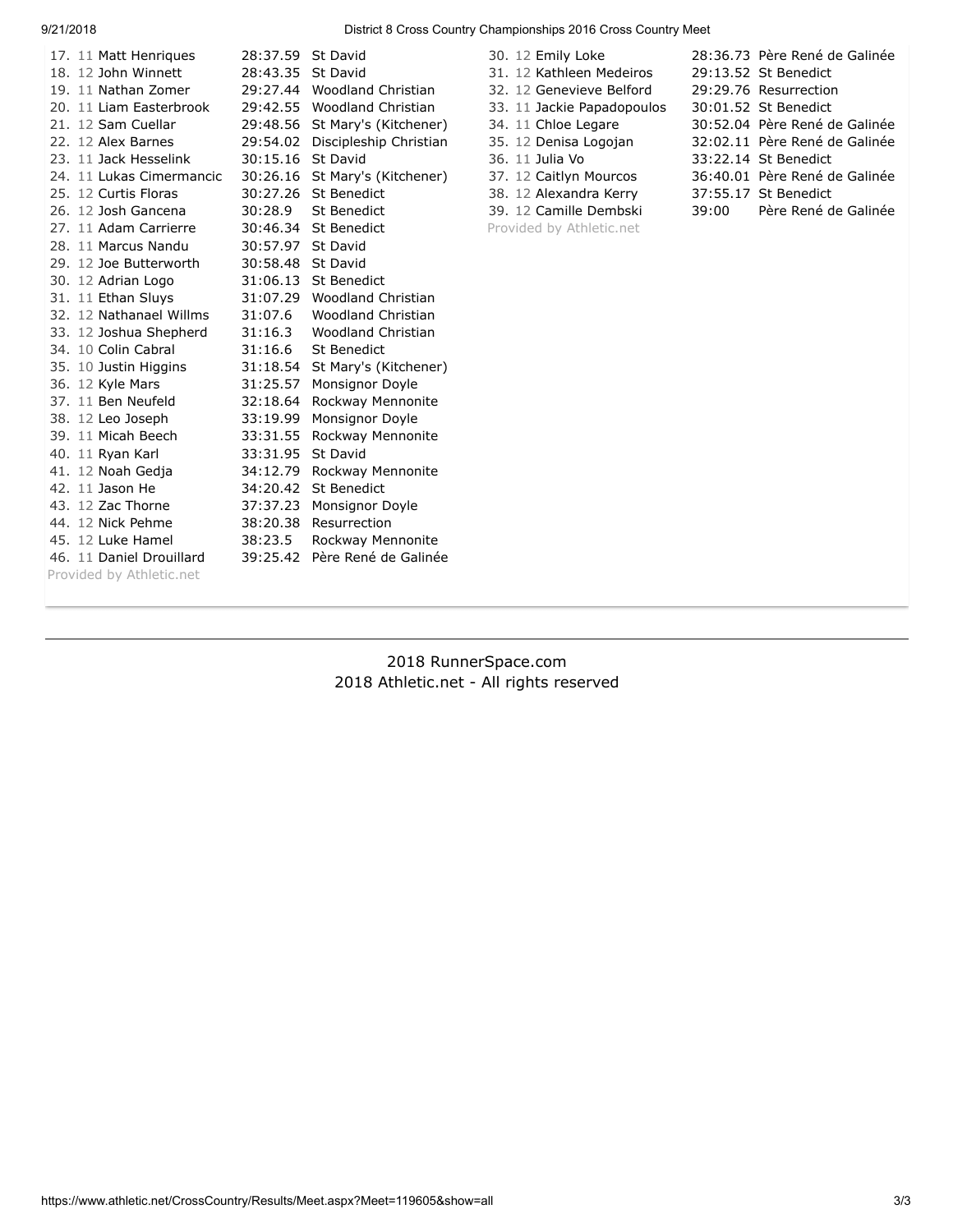| | | | |
|---|---|---|---|
| 17. 11 | Matt Henriques | 28:37.59 | St David |
| 18. 12 | John Winnett | 28:43.35 | St David |
| 19. 11 | Nathan Zomer | 29:27.44 | Woodland Christian |
| 20. 11 | Liam Easterbrook | 29:42.55 | Woodland Christian |
| 21. 12 | Sam Cuellar | 29:48.56 | St Mary's (Kitchener) |
| 22. 12 | Alex Barnes | 29:54.02 | Discipleship Christian |
| 23. 11 | Jack Hesselink | 30:15.16 | St David |
| 24. 11 | Lukas Cimermancic | 30:26.16 | St Mary's (Kitchener) |
| 25. 12 | Curtis Floras | 30:27.26 | St Benedict |
| 26. 12 | Josh Gancena | 30:28.9 | St Benedict |
| 27. 11 | Adam Carrierre | 30:46.34 | St Benedict |
| 28. 11 | Marcus Nandu | 30:57.97 | St David |
| 29. 12 | Joe Butterworth | 30:58.48 | St David |
| 30. 12 | Adrian Logo | 31:06.13 | St Benedict |
| 31. 11 | Ethan Sluys | 31:07.29 | Woodland Christian |
| 32. 12 | Nathanael Willms | 31:07.6 | Woodland Christian |
| 33. 12 | Joshua Shepherd | 31:16.3 | Woodland Christian |
| 34. 10 | Colin Cabral | 31:16.6 | St Benedict |
| 35. 10 | Justin Higgins | 31:18.54 | St Mary's (Kitchener) |
| 36. 12 | Kyle Mars | 31:25.57 | Monsignor Doyle |
| 37. 11 | Ben Neufeld | 32:18.64 | Rockway Mennonite |
| 38. 12 | Leo Joseph | 33:19.99 | Monsignor Doyle |
| 39. 11 | Micah Beech | 33:31.55 | Rockway Mennonite |
| 40. 11 | Ryan Karl | 33:31.95 | St David |
| 41. 12 | Noah Gedja | 34:12.79 | Rockway Mennonite |
| 42. 11 | Jason He | 34:20.42 | St Benedict |
| 43. 12 | Zac Thorne | 37:37.23 | Monsignor Doyle |
| 44. 12 | Nick Pehme | 38:20.38 | Resurrection |
| 45. 12 | Luke Hamel | 38:23.5 | Rockway Mennonite |
| 46. 11 | Daniel Drouillard | 39:25.42 | Père René de Galinée |

Provided by Athletic.net

| | | | |
|---|---|---|---|
| 30. 12 | Emily Loke | 28:36.73 | Père René de Galinée |
| 31. 12 | Kathleen Medeiros | 29:13.52 | St Benedict |
| 32. 12 | Genevieve Belford | 29:29.76 | Resurrection |
| 33. 11 | Jackie Papadopoulos | 30:01.52 | St Benedict |
| 34. 11 | Chloe Legare | 30:52.04 | Père René de Galinée |
| 35. 12 | Denisa Logojan | 32:02.11 | Père René de Galinée |
| 36. 11 | Julia Vo | 33:22.14 | St Benedict |
| 37. 12 | Caitlyn Mourcos | 36:40.01 | Père René de Galinée |
| 38. 12 | Alexandra Kerry | 37:55.17 | St Benedict |
| 39. 12 | Camille Dembski | 39:00 | Père René de Galinée |

Provided by Athletic.net

2018 RunnerSpace.com
2018 Athletic.net - All rights reserved